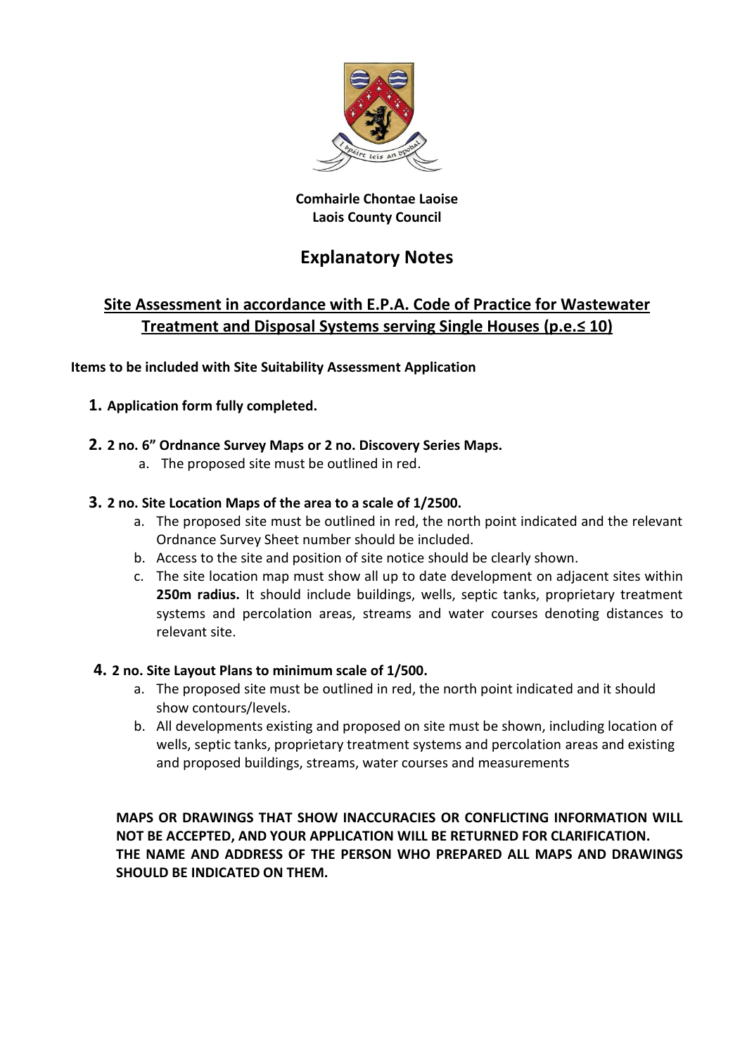**Comhairle Chontae Laoise**
**Laois County Council**

# Explanatory Notes

## Site Assessment in accordance with E.P.A. Code of Practice for Wastewater Treatment and Disposal Systems serving Single Houses (p.e.≤ 10)

**Items to be included with Site Suitability Assessment Application**

1. **Application form fully completed.**

2. **2 no. 6" Ordnance Survey Maps or 2 no. Discovery Series Maps.**
    a. The proposed site must be outlined in red.

3. **2 no. Site Location Maps of the area to a scale of 1/2500.**
    a. The proposed site must be outlined in red, the north point indicated and the relevant Ordnance Survey Sheet number should be included.
    b. Access to the site and position of site notice should be clearly shown.
    c. The site location map must show all up to date development on adjacent sites within **250m radius.** It should include buildings, wells, septic tanks, proprietary treatment systems and percolation areas, streams and water courses denoting distances to relevant site.

4. **2 no. Site Layout Plans to minimum scale of 1/500.**
    a. The proposed site must be outlined in red, the north point indicated and it should show contours/levels.
    b. All developments existing and proposed on site must be shown, including location of wells, septic tanks, proprietary treatment systems and percolation areas and existing and proposed buildings, streams, water courses and measurements

**MAPS OR DRAWINGS THAT SHOW INACCURACIES OR CONFLICTING INFORMATION WILL NOT BE ACCEPTED, AND YOUR APPLICATION WILL BE RETURNED FOR CLARIFICATION.**
**THE NAME AND ADDRESS OF THE PERSON WHO PREPARED ALL MAPS AND DRAWINGS SHOULD BE INDICATED ON THEM.**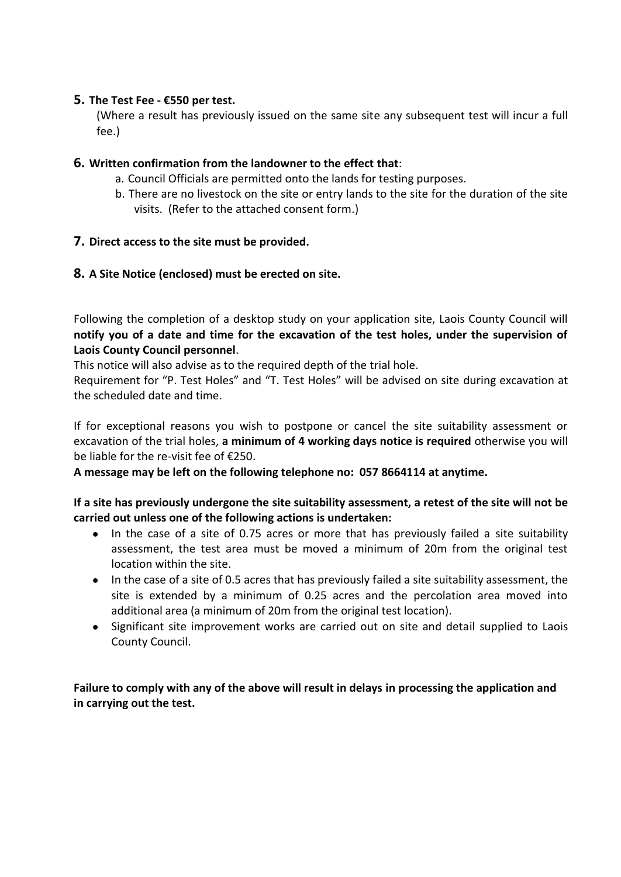**5. The Test Fee - €550 per test.**

(Where a result has previously issued on the same site any subsequent test will incur a full fee.)

**6. Written confirmation from the landowner to the effect that**:

a. Council Officials are permitted onto the lands for testing purposes.

b. There are no livestock on the site or entry lands to the site for the duration of the site visits. (Refer to the attached consent form.)

**7. Direct access to the site must be provided.**

**8. A Site Notice (enclosed) must be erected on site.**

Following the completion of a desktop study on your application site, Laois County Council will **notify you of a date and time for the excavation of the test holes, under the supervision of Laois County Council personnel**.

This notice will also advise as to the required depth of the trial hole.

Requirement for "P. Test Holes" and "T. Test Holes" will be advised on site during excavation at the scheduled date and time.

If for exceptional reasons you wish to postpone or cancel the site suitability assessment or excavation of the trial holes, **a minimum of 4 working days notice is required** otherwise you will be liable for the re-visit fee of €250.

**A message may be left on the following telephone no: 057 8664114 at anytime.**

**If a site has previously undergone the site suitability assessment, a retest of the site will not be carried out unless one of the following actions is undertaken:**

- In the case of a site of 0.75 acres or more that has previously failed a site suitability assessment, the test area must be moved a minimum of 20m from the original test location within the site.
- In the case of a site of 0.5 acres that has previously failed a site suitability assessment, the site is extended by a minimum of 0.25 acres and the percolation area moved into additional area (a minimum of 20m from the original test location).
- Significant site improvement works are carried out on site and detail supplied to Laois County Council.

**Failure to comply with any of the above will result in delays in processing the application and in carrying out the test.**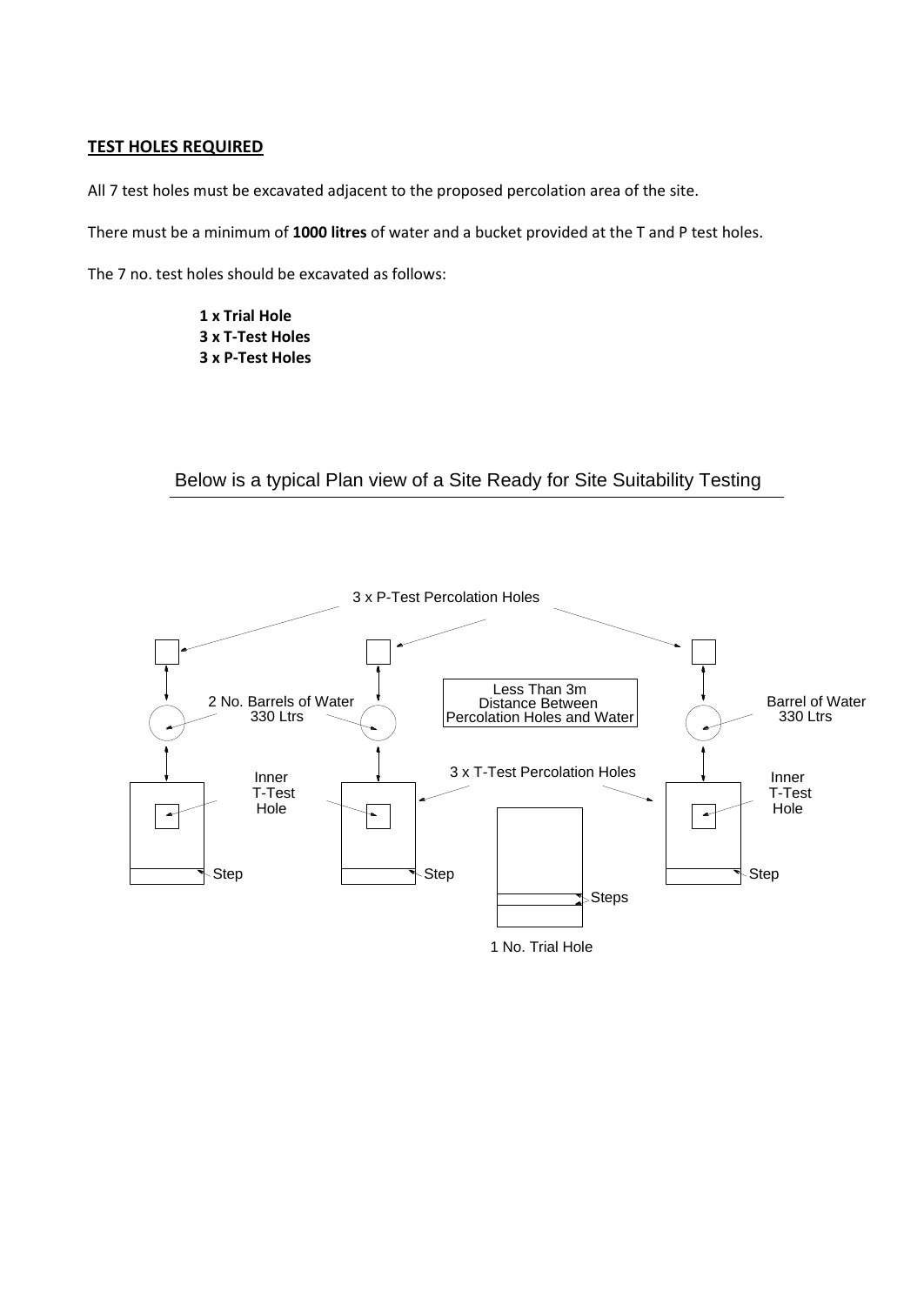## TEST HOLES REQUIRED

All 7 test holes must be excavated adjacent to the proposed percolation area of the site.

There must be a minimum of **1000 litres** of water and a bucket provided at the T and P test holes.

The 7 no. test holes should be excavated as follows:

**1 x Trial Hole**
**3 x T-Test Holes**
**3 x P-Test Holes**

Below is a typical Plan view of a Site Ready for Site Suitability Testing

3 x P-Test Percolation Holes

2 No. Barrels of Water 330 Ltrs

Less Than 3m Distance Between Percolation Holes and Water

Barrel of Water 330 Ltrs

Inner T-Test Hole

3 x T-Test Percolation Holes

Inner T-Test Hole

Step

Step

Steps

Step

1 No. Trial Hole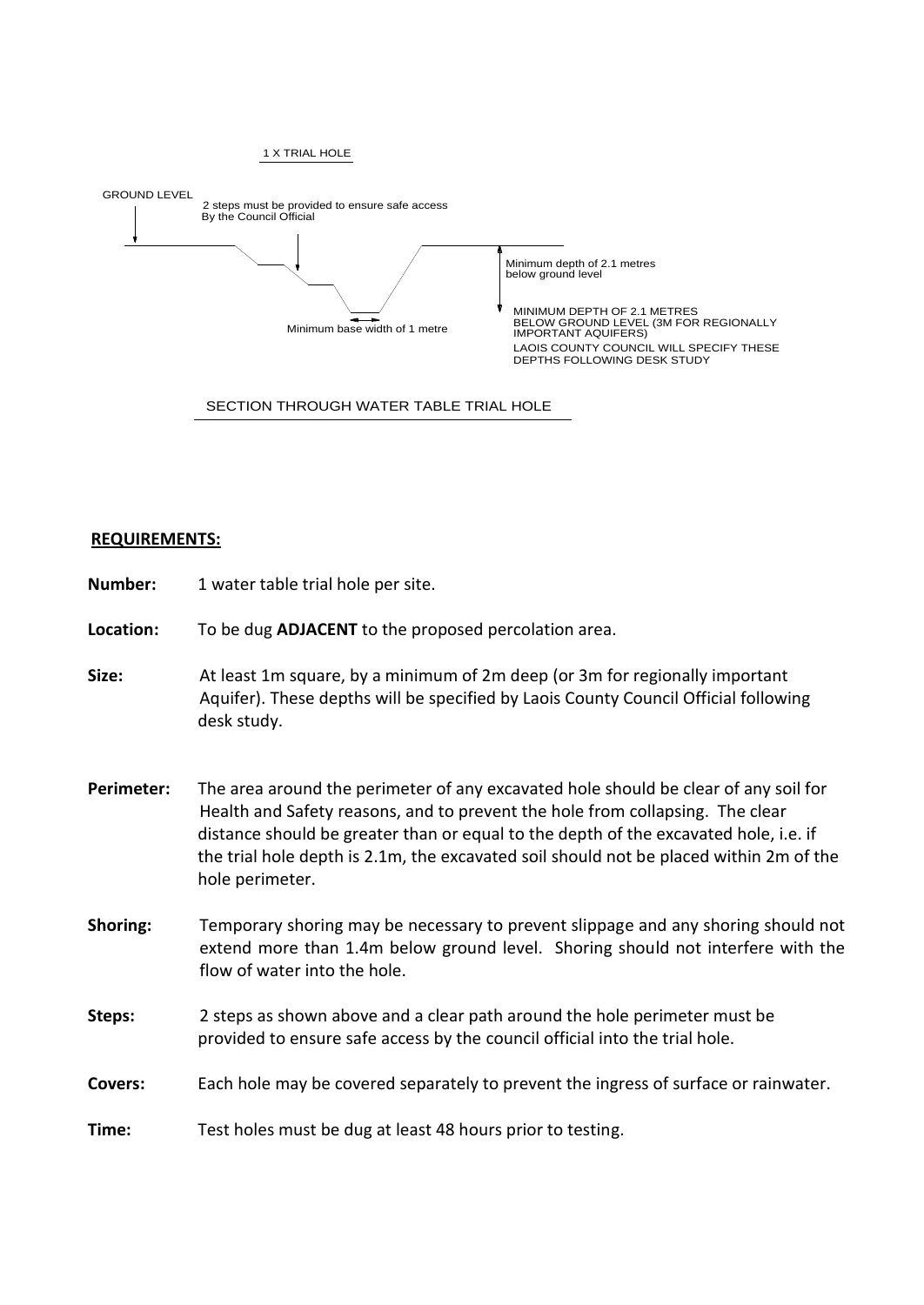1 X TRIAL HOLE

GROUND LEVEL

2 steps must be provided to ensure safe access By the Council Official

Minimum depth of 2.1 metres below ground level

Minimum base width of 1 metre

MINIMUM DEPTH OF 2.1 METRES BELOW GROUND LEVEL (3M FOR REGIONALLY IMPORTANT AQUIFERS)
LAOIS COUNTY COUNCIL WILL SPECIFY THESE DEPTHS FOLLOWING DESK STUDY

SECTION THROUGH WATER TABLE TRIAL HOLE

**REQUIREMENTS:**

**Number:** 1 water table trial hole per site.

**Location:** To be dug **ADJACENT** to the proposed percolation area.

**Size:** At least 1m square, by a minimum of 2m deep (or 3m for regionally important Aquifer). These depths will be specified by Laois County Council Official following desk study.

**Perimeter:** The area around the perimeter of any excavated hole should be clear of any soil for Health and Safety reasons, and to prevent the hole from collapsing. The clear distance should be greater than or equal to the depth of the excavated hole, i.e. if the trial hole depth is 2.1m, the excavated soil should not be placed within 2m of the hole perimeter.

**Shoring:** Temporary shoring may be necessary to prevent slippage and any shoring should not extend more than 1.4m below ground level. Shoring should not interfere with the flow of water into the hole.

**Steps:** 2 steps as shown above and a clear path around the hole perimeter must be provided to ensure safe access by the council official into the trial hole.

**Covers:** Each hole may be covered separately to prevent the ingress of surface or rainwater.

**Time:** Test holes must be dug at least 48 hours prior to testing.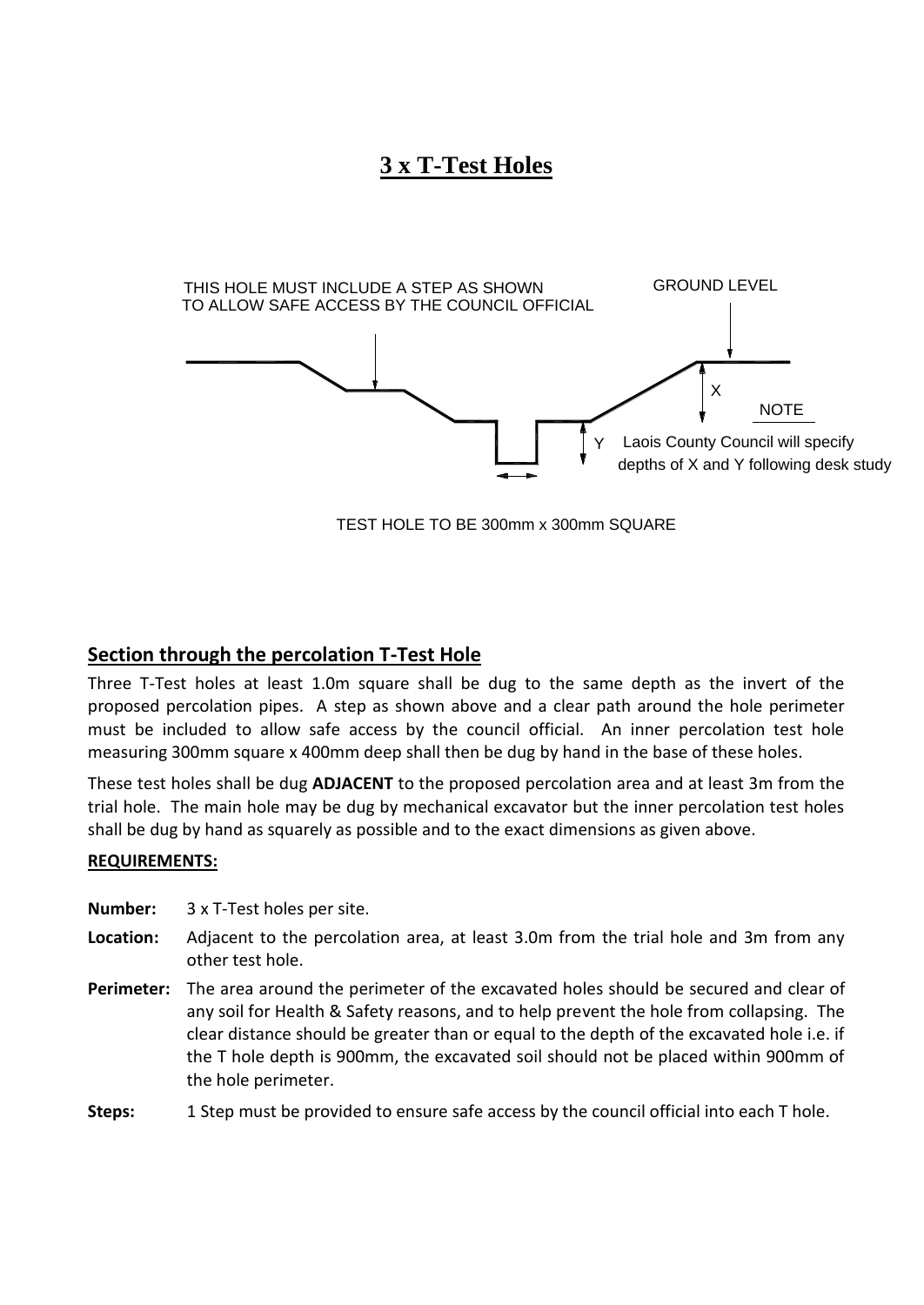# 3 x T-Test Holes

THIS HOLE MUST INCLUDE A STEP AS SHOWN TO ALLOW SAFE ACCESS BY THE COUNCIL OFFICIAL

GROUND LEVEL

X

Y

NOTE

Laois County Council will specify depths of X and Y following desk study

TEST HOLE TO BE 300mm x 300mm SQUARE

## Section through the percolation T-Test Hole

Three T-Test holes at least 1.0m square shall be dug to the same depth as the invert of the proposed percolation pipes. A step as shown above and a clear path around the hole perimeter must be included to allow safe access by the council official. An inner percolation test hole measuring 300mm square x 400mm deep shall then be dug by hand in the base of these holes.

These test holes shall be dug **ADJACENT** to the proposed percolation area and at least 3m from the trial hole. The main hole may be dug by mechanical excavator but the inner percolation test holes shall be dug by hand as squarely as possible and to the exact dimensions as given above.

**REQUIREMENTS:**

**Number:** 3 x T-Test holes per site.

**Location:** Adjacent to the percolation area, at least 3.0m from the trial hole and 3m from any other test hole.

**Perimeter:** The area around the perimeter of the excavated holes should be secured and clear of any soil for Health & Safety reasons, and to help prevent the hole from collapsing. The clear distance should be greater than or equal to the depth of the excavated hole i.e. if the T hole depth is 900mm, the excavated soil should not be placed within 900mm of the hole perimeter.

**Steps:** 1 Step must be provided to ensure safe access by the council official into each T hole.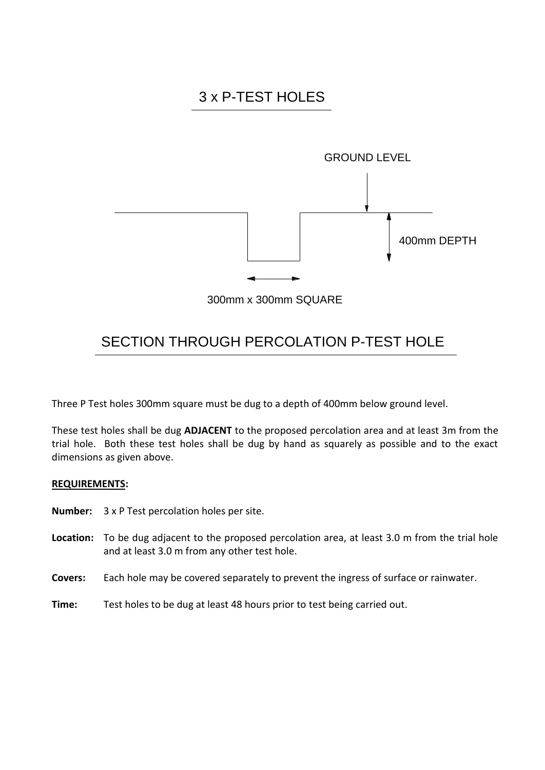## 3 x P-TEST HOLES

GROUND LEVEL

400mm DEPTH

300mm x 300mm SQUARE

## SECTION THROUGH PERCOLATION P-TEST HOLE

Three P Test holes 300mm square must be dug to a depth of 400mm below ground level.

These test holes shall be dug **ADJACENT** to the proposed percolation area and at least 3m from the trial hole. Both these test holes shall be dug by hand as squarely as possible and to the exact dimensions as given above.

**REQUIREMENTS:**

**Number:** 3 x P Test percolation holes per site.

**Location:** To be dug adjacent to the proposed percolation area, at least 3.0 m from the trial hole and at least 3.0 m from any other test hole.

**Covers:** Each hole may be covered separately to prevent the ingress of surface or rainwater.

**Time:** Test holes to be dug at least 48 hours prior to test being carried out.